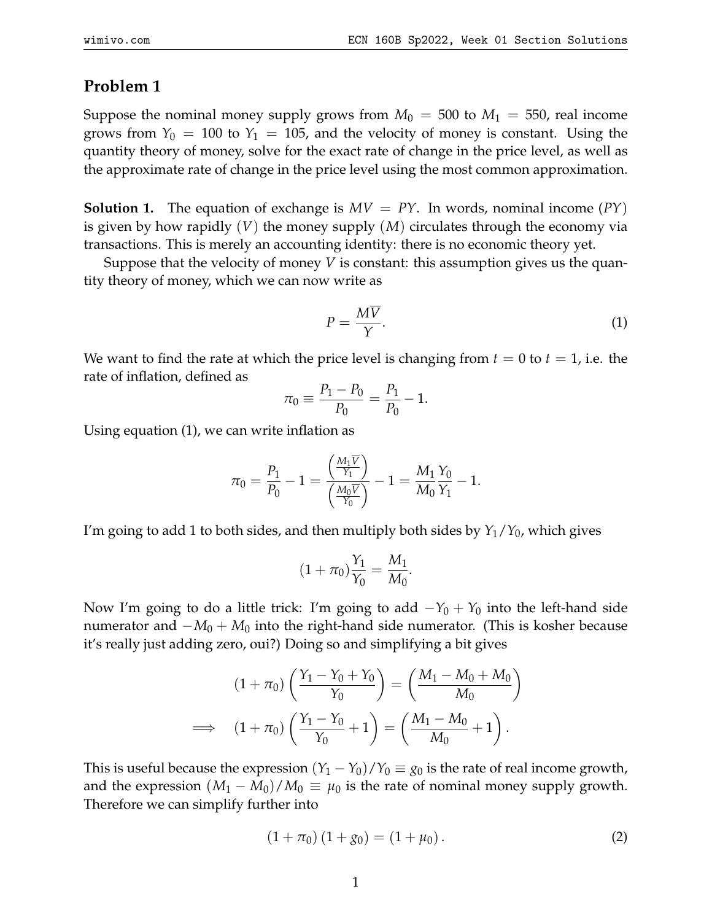## Problem 1

Suppose the nominal money supply grows from $M_0 = 500$ to $M_1 = 550$, real income grows from $Y_0 = 100$ to $Y_1 = 105$, and the velocity of money is constant. Using the quantity theory of money, solve for the exact rate of change in the price level, as well as the approximate rate of change in the price level using the most common approximation.

**Solution 1.** The equation of exchange is $MV = PY$. In words, nominal income ($PY$) is given by how rapidly ($V$) the money supply ($M$) circulates through the economy via transactions. This is merely an accounting identity: there is no economic theory yet.

Suppose that the velocity of money $V$ is constant: this assumption gives us the quantity theory of money, which we can now write as

$$P = \frac{M\overline{V}}{Y}. \tag{1}$$

We want to find the rate at which the price level is changing from $t = 0$ to $t = 1$, i.e. the rate of inflation, defined as

$$\pi_0 \equiv \frac{P_1 - P_0}{P_0} = \frac{P_1}{P_0} - 1.$$

Using equation (1), we can write inflation as

$$\pi_0 = \frac{P_1}{P_0} - 1 = \frac{\left(\frac{M_1\overline{V}}{Y_1}\right)}{\left(\frac{M_0\overline{V}}{Y_0}\right)} - 1 = \frac{M_1}{M_0}\frac{Y_0}{Y_1} - 1.$$

I'm going to add 1 to both sides, and then multiply both sides by $Y_1/Y_0$, which gives

$$(1 + \pi_0)\frac{Y_1}{Y_0} = \frac{M_1}{M_0}.$$

Now I'm going to do a little trick: I'm going to add $-Y_0 + Y_0$ into the left-hand side numerator and $-M_0 + M_0$ into the right-hand side numerator. (This is kosher because it's really just adding zero, oui?) Doing so and simplifying a bit gives

$$(1 + \pi_0)\left(\frac{Y_1 - Y_0 + Y_0}{Y_0}\right) = \left(\frac{M_1 - M_0 + M_0}{M_0}\right)$$

$$\implies \quad (1 + \pi_0)\left(\frac{Y_1 - Y_0}{Y_0} + 1\right) = \left(\frac{M_1 - M_0}{M_0} + 1\right).$$

This is useful because the expression $(Y_1 - Y_0)/Y_0 \equiv g_0$ is the rate of real income growth, and the expression $(M_1 - M_0)/M_0 \equiv \mu_0$ is the rate of nominal money supply growth. Therefore we can simplify further into

$$(1 + \pi_0)(1 + g_0) = (1 + \mu_0). \tag{2}$$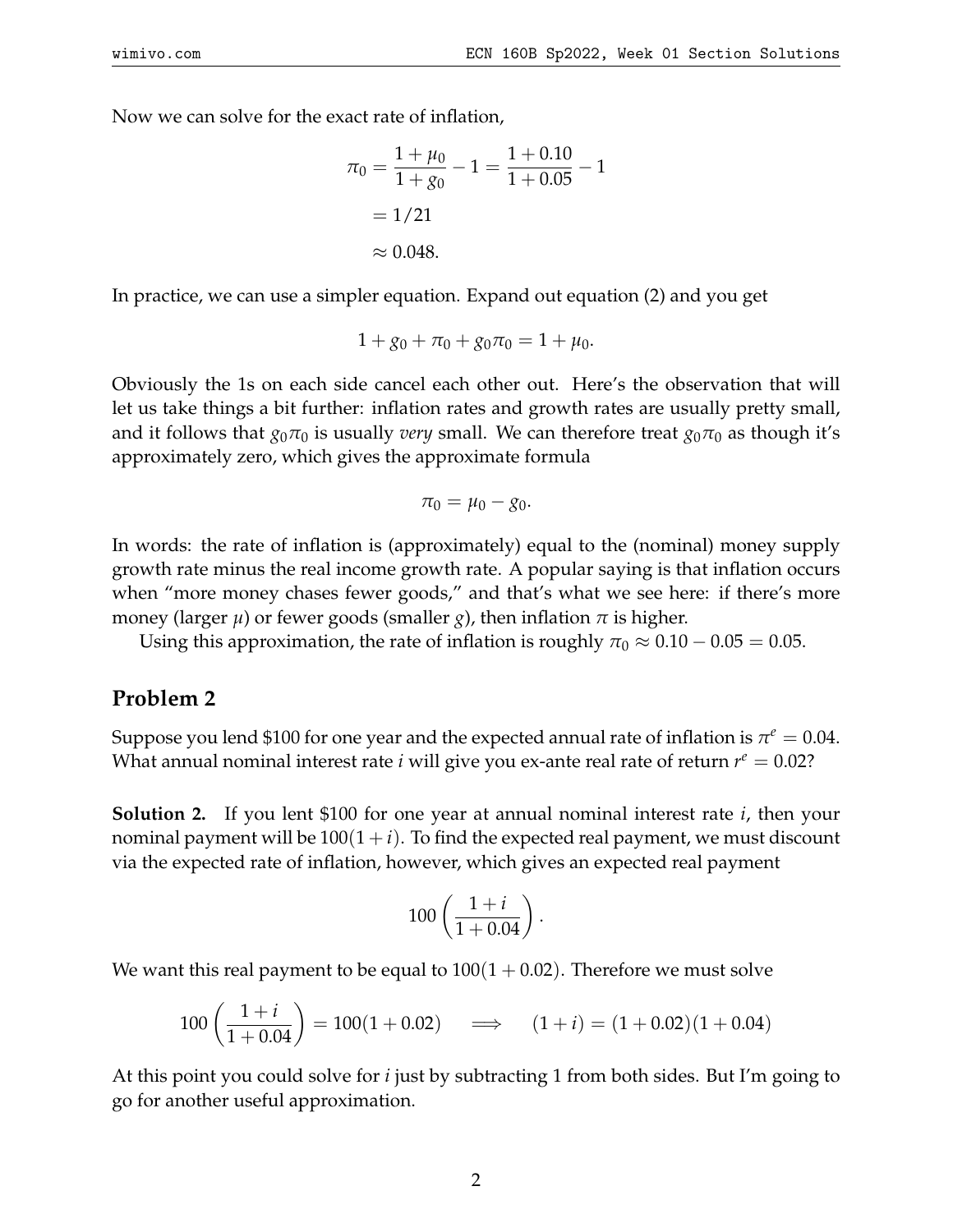Now we can solve for the exact rate of inflation,

$$\pi_0 = \frac{1+\mu_0}{1+g_0} - 1 = \frac{1+0.10}{1+0.05} - 1$$
$$= 1/21$$
$$\approx 0.048.$$

In practice, we can use a simpler equation. Expand out equation (2) and you get

$$1 + g_0 + \pi_0 + g_0\pi_0 = 1 + \mu_0.$$

Obviously the 1s on each side cancel each other out. Here's the observation that will let us take things a bit further: inflation rates and growth rates are usually pretty small, and it follows that $g_0\pi_0$ is usually *very* small. We can therefore treat $g_0\pi_0$ as though it's approximately zero, which gives the approximate formula

$$\pi_0 = \mu_0 - g_0.$$

In words: the rate of inflation is (approximately) equal to the (nominal) money supply growth rate minus the real income growth rate. A popular saying is that inflation occurs when "more money chases fewer goods," and that's what we see here: if there's more money (larger $\mu$) or fewer goods (smaller $g$), then inflation $\pi$ is higher.

Using this approximation, the rate of inflation is roughly $\pi_0 \approx 0.10 - 0.05 = 0.05$.

## Problem 2

Suppose you lend \$100 for one year and the expected annual rate of inflation is $\pi^e = 0.04$. What annual nominal interest rate $i$ will give you ex-ante real rate of return $r^e = 0.02$?

**Solution 2.** If you lent \$100 for one year at annual nominal interest rate $i$, then your nominal payment will be $100(1+i)$. To find the expected real payment, we must discount via the expected rate of inflation, however, which gives an expected real payment

$$100\left(\frac{1+i}{1+0.04}\right).$$

We want this real payment to be equal to $100(1+0.02)$. Therefore we must solve

$$100\left(\frac{1+i}{1+0.04}\right) = 100(1+0.02) \quad \Longrightarrow \quad (1+i) = (1+0.02)(1+0.04)$$

At this point you could solve for $i$ just by subtracting 1 from both sides. But I'm going to go for another useful approximation.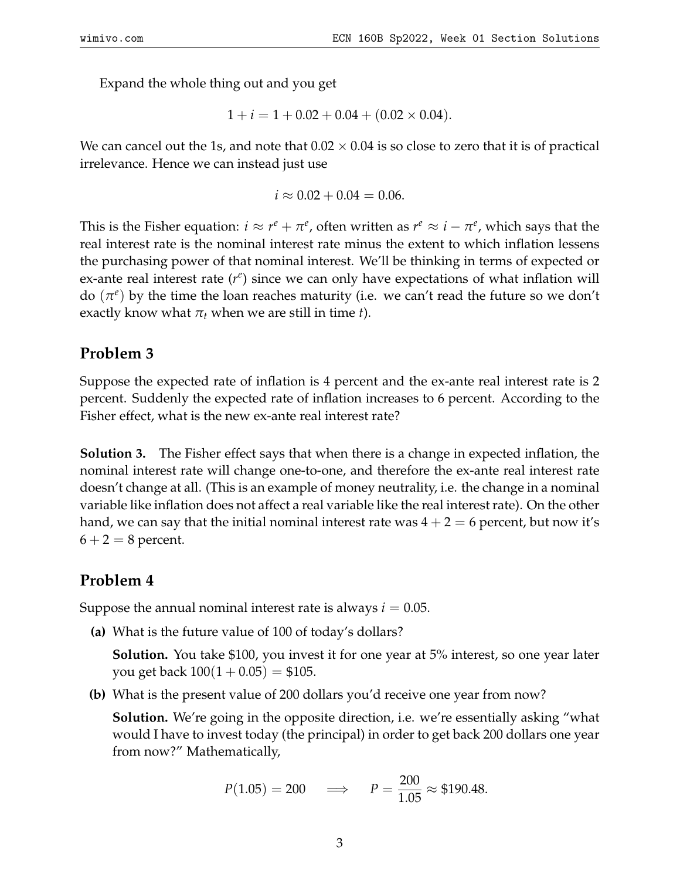Expand the whole thing out and you get

$$1 + i = 1 + 0.02 + 0.04 + (0.02 \times 0.04).$$

We can cancel out the 1s, and note that $0.02 \times 0.04$ is so close to zero that it is of practical irrelevance. Hence we can instead just use

$$i \approx 0.02 + 0.04 = 0.06.$$

This is the Fisher equation: $i \approx r^e + \pi^e$, often written as $r^e \approx i - \pi^e$, which says that the real interest rate is the nominal interest rate minus the extent to which inflation lessens the purchasing power of that nominal interest. We'll be thinking in terms of expected or ex-ante real interest rate ($r^e$) since we can only have expectations of what inflation will do ($\pi^e$) by the time the loan reaches maturity (i.e. we can't read the future so we don't exactly know what $\pi_t$ when we are still in time $t$).

## Problem 3

Suppose the expected rate of inflation is 4 percent and the ex-ante real interest rate is 2 percent. Suddenly the expected rate of inflation increases to 6 percent. According to the Fisher effect, what is the new ex-ante real interest rate?

**Solution 3.** The Fisher effect says that when there is a change in expected inflation, the nominal interest rate will change one-to-one, and therefore the ex-ante real interest rate doesn't change at all. (This is an example of money neutrality, i.e. the change in a nominal variable like inflation does not affect a real variable like the real interest rate). On the other hand, we can say that the initial nominal interest rate was $4 + 2 = 6$ percent, but now it's $6 + 2 = 8$ percent.

## Problem 4

Suppose the annual nominal interest rate is always $i = 0.05$.

**(a)** What is the future value of 100 of today's dollars?

**Solution.** You take \$100, you invest it for one year at 5% interest, so one year later you get back $100(1 + 0.05) = \$105$.

**(b)** What is the present value of 200 dollars you'd receive one year from now?

**Solution.** We're going in the opposite direction, i.e. we're essentially asking "what would I have to invest today (the principal) in order to get back 200 dollars one year from now?" Mathematically,

$$P(1.05) = 200 \quad \Longrightarrow \quad P = \frac{200}{1.05} \approx \$190.48.$$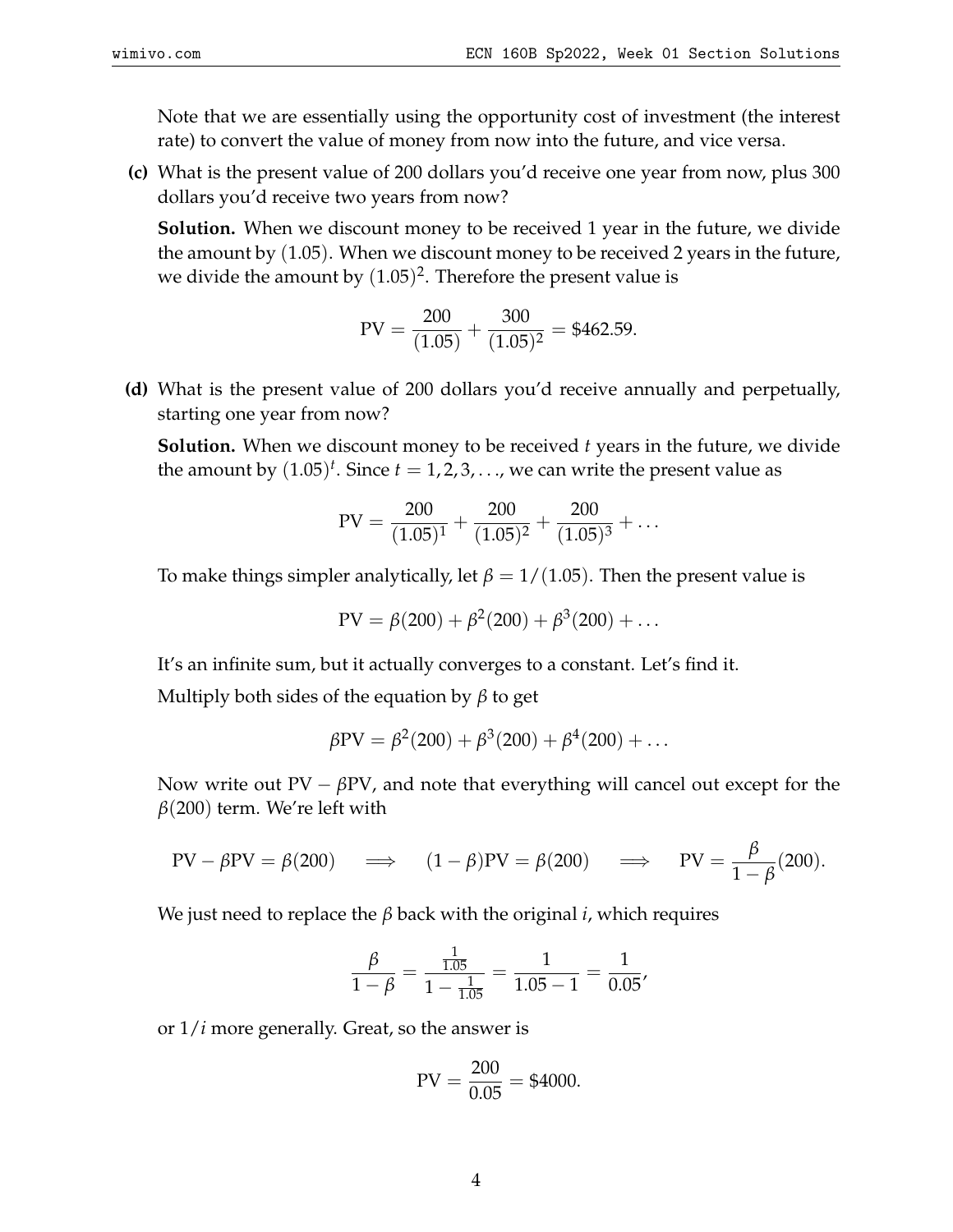Note that we are essentially using the opportunity cost of investment (the interest rate) to convert the value of money from now into the future, and vice versa.

**(c)** What is the present value of 200 dollars you'd receive one year from now, plus 300 dollars you'd receive two years from now?

**Solution.** When we discount money to be received 1 year in the future, we divide the amount by $(1.05)$. When we discount money to be received 2 years in the future, we divide the amount by $(1.05)^2$. Therefore the present value is

$$\text{PV} = \frac{200}{(1.05)} + \frac{300}{(1.05)^2} = \$462.59.$$

**(d)** What is the present value of 200 dollars you'd receive annually and perpetually, starting one year from now?

**Solution.** When we discount money to be received $t$ years in the future, we divide the amount by $(1.05)^t$. Since $t = 1, 2, 3, \ldots$, we can write the present value as

$$\text{PV} = \frac{200}{(1.05)^1} + \frac{200}{(1.05)^2} + \frac{200}{(1.05)^3} + \ldots$$

To make things simpler analytically, let $\beta = 1/(1.05)$. Then the present value is

$$\text{PV} = \beta(200) + \beta^2(200) + \beta^3(200) + \ldots$$

It's an infinite sum, but it actually converges to a constant. Let's find it.

Multiply both sides of the equation by $\beta$ to get

$$\beta\text{PV} = \beta^2(200) + \beta^3(200) + \beta^4(200) + \ldots$$

Now write out $\text{PV} - \beta\text{PV}$, and note that everything will cancel out except for the $\beta(200)$ term. We're left with

$$\text{PV} - \beta\text{PV} = \beta(200) \quad \Longrightarrow \quad (1-\beta)\text{PV} = \beta(200) \quad \Longrightarrow \quad \text{PV} = \frac{\beta}{1-\beta}(200).$$

We just need to replace the $\beta$ back with the original $i$, which requires

$$\frac{\beta}{1-\beta} = \frac{\frac{1}{1.05}}{1 - \frac{1}{1.05}} = \frac{1}{1.05 - 1} = \frac{1}{0.05},$$

or $1/i$ more generally. Great, so the answer is

$$\text{PV} = \frac{200}{0.05} = \$4000.$$